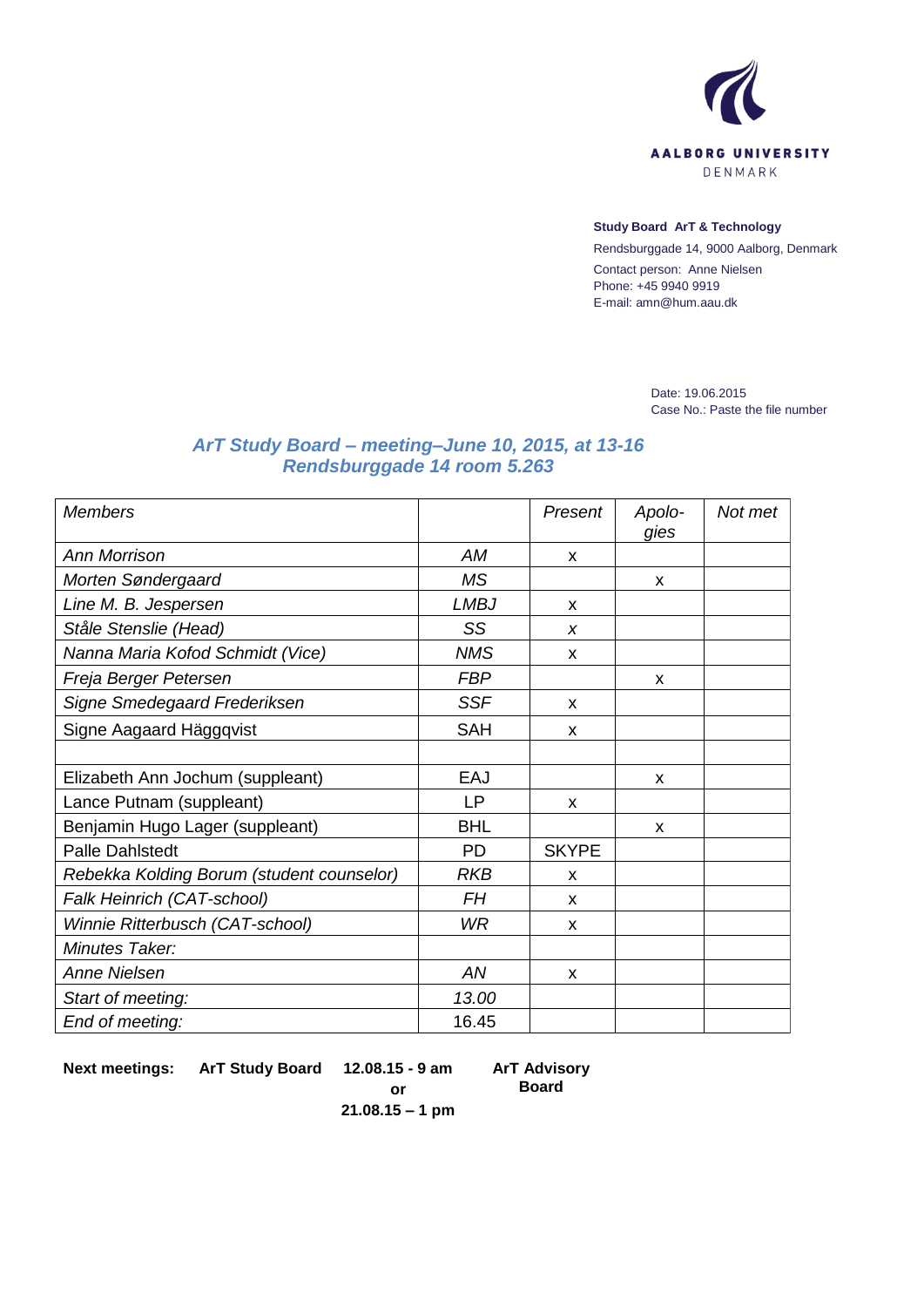AALBORG UNIVERSITY
DENMARK

**Study Board ArT & Technology**

Rendsburggade 14, 9000 Aalborg, Denmark

Contact person: Anne Nielsen
Phone: +45 9940 9919
E-mail: amn@hum.aau.dk

Date: 19.06.2015
Case No.: Paste the file number

## *ArT Study Board – meeting–June 10, 2015, at 13-16*
## *Rendsburggade 14 room 5.263*

| *Members* | | *Present* | *Apolo-gies* | *Not met* |
|---|---|---|---|---|
| *Ann Morrison* | *AM* | x | | |
| *Morten Søndergaard* | *MS* | | x | |
| *Line M. B. Jespersen* | *LMBJ* | x | | |
| *Ståle Stenslie (Head)* | *SS* | *x* | | |
| *Nanna Maria Kofod Schmidt (Vice)* | *NMS* | x | | |
| *Freja Berger Petersen* | *FBP* | | x | |
| *Signe Smedegaard Frederiksen* | *SSF* | x | | |
| Signe Aagaard Häggqvist | SAH | x | | |
| | | | | |
| Elizabeth Ann Jochum (suppleant) | EAJ | | x | |
| Lance Putnam (suppleant) | LP | x | | |
| Benjamin Hugo Lager (suppleant) | BHL | | x | |
| Palle Dahlstedt | PD | SKYPE | | |
| *Rebekka Kolding Borum (student counselor)* | *RKB* | x | | |
| *Falk Heinrich (CAT-school)* | *FH* | x | | |
| *Winnie Ritterbusch (CAT-school)* | *WR* | x | | |
| *Minutes Taker:* | | | | |
| *Anne Nielsen* | *AN* | x | | |
| *Start of meeting:* | *13.00* | | | |
| *End of meeting:* | 16.45 | | | |

**Next meetings:** **ArT Study Board** **12.08.15 - 9 am or 21.08.15 – 1 pm** **ArT Advisory Board**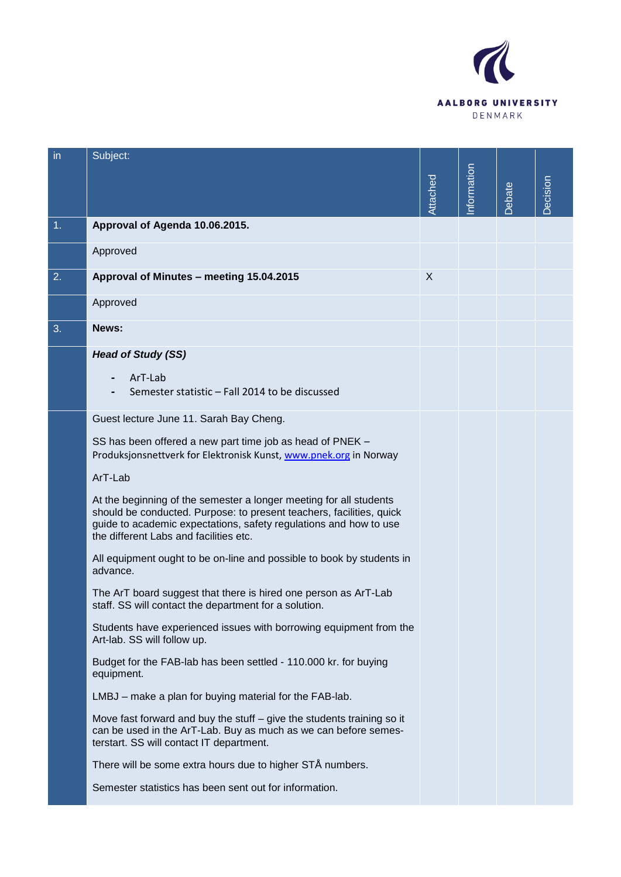| in | Subject: | Attached | Information | Debate | Decision |
|---|---|---|---|---|---|
| 1. | **Approval of Agenda 10.06.2015.** | | | | |
| | Approved | | | | |
| 2. | **Approval of Minutes – meeting 15.04.2015** | X | | | |
| | Approved | | | | |
| 3. | **News:** | | | | |
| | ***Head of Study (SS)*** <br> - ArT-Lab <br> - Semester statistic – Fall 2014 to be discussed | | | | |
| | Guest lecture June 11. Sarah Bay Cheng. <br><br> SS has been offered a new part time job as head of PNEK – Produksjonsnettverk for Elektronisk Kunst, www.pnek.org in Norway <br><br> ArT-Lab <br><br> At the beginning of the semester a longer meeting for all students should be conducted. Purpose: to present teachers, facilities, quick guide to academic expectations, safety regulations and how to use the different Labs and facilities etc. <br><br> All equipment ought to be on-line and possible to book by students in advance. <br><br> The ArT board suggest that there is hired one person as ArT-Lab staff. SS will contact the department for a solution. <br><br> Students have experienced issues with borrowing equipment from the Art-lab. SS will follow up. <br><br> Budget for the FAB-lab has been settled - 110.000 kr. for buying equipment. <br><br> LMBJ – make a plan for buying material for the FAB-lab. <br><br> Move fast forward and buy the stuff – give the students training so it can be used in the ArT-Lab. Buy as much as we can before semes-terstart. SS will contact IT department. <br><br> There will be some extra hours due to higher STÅ numbers. <br><br> Semester statistics has been sent out for information. | | | | |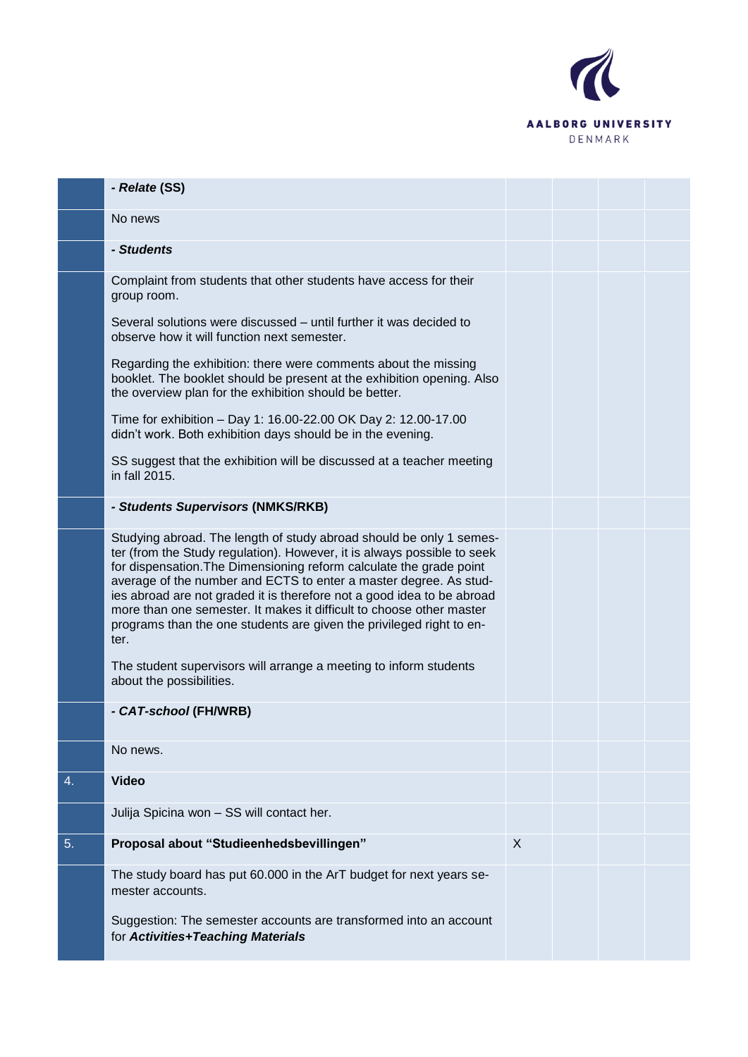| | | | | | |
|---|---|---|---|---|---|
| | ***- Relate* (SS)** | | | | |
| | No news | | | | |
| | ***- Students*** | | | | |
| | Complaint from students that other students have access for their group room.<br><br>Several solutions were discussed – until further it was decided to observe how it will function next semester.<br><br>Regarding the exhibition: there were comments about the missing booklet. The booklet should be present at the exhibition opening. Also the overview plan for the exhibition should be better.<br><br>Time for exhibition – Day 1: 16.00-22.00 OK Day 2: 12.00-17.00 didn't work. Both exhibition days should be in the evening.<br><br>SS suggest that the exhibition will be discussed at a teacher meeting in fall 2015. | | | | |
| | ***- Students Supervisors* (NMKS/RKB)** | | | | |
| | Studying abroad. The length of study abroad should be only 1 semester (from the Study regulation). However, it is always possible to seek for dispensation.The Dimensioning reform calculate the grade point average of the number and ECTS to enter a master degree. As studies abroad are not graded it is therefore not a good idea to be abroad more than one semester. It makes it difficult to choose other master programs than the one students are given the privileged right to enter.<br><br>The student supervisors will arrange a meeting to inform students about the possibilities. | | | | |
| | ***- CAT-school* (FH/WRB)** | | | | |
| | No news. | | | | |
| 4. | **Video** | | | | |
| | Julija Spicina won – SS will contact her. | | | | |
| 5. | **Proposal about "Studieenhedsbevillingen"** | X | | | |
| | The study board has put 60.000 in the ArT budget for next years semester accounts.<br><br>Suggestion: The semester accounts are transformed into an account for ***Activities+Teaching Materials*** | | | | |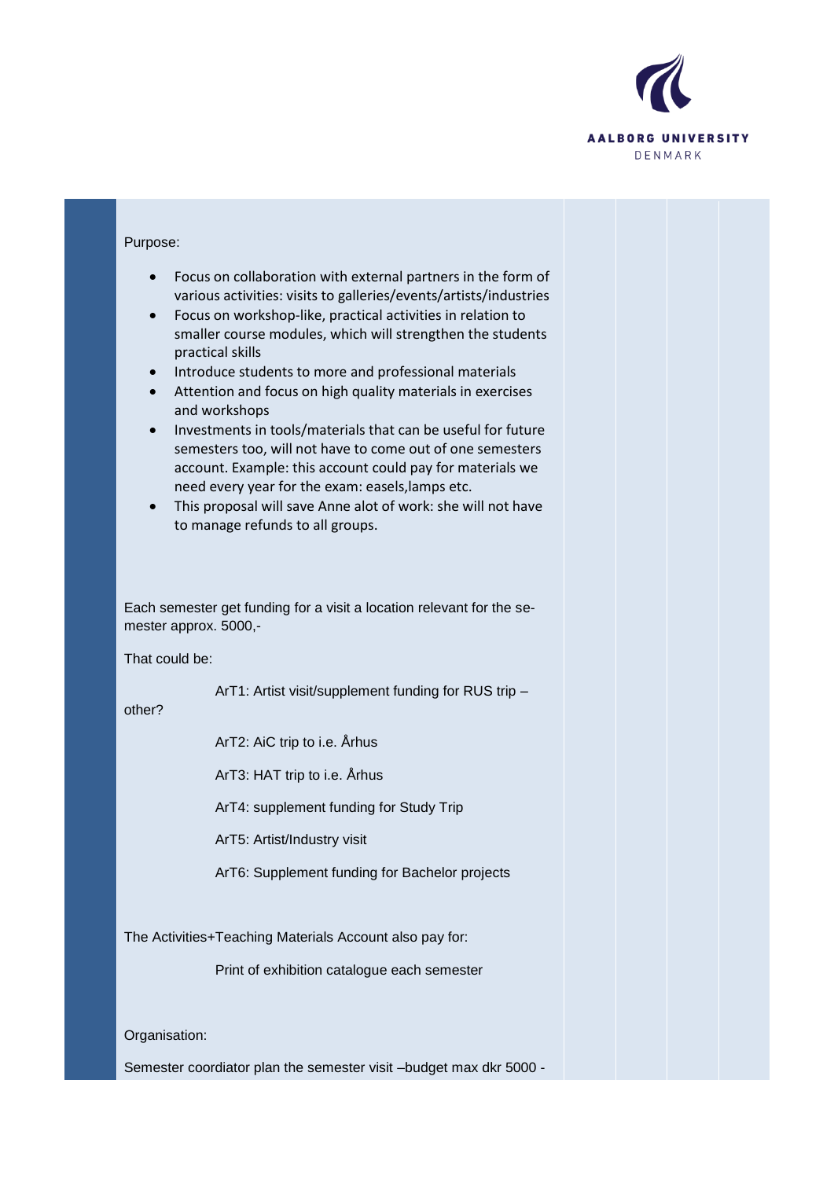Purpose:

- Focus on collaboration with external partners in the form of various activities: visits to galleries/events/artists/industries
- Focus on workshop-like, practical activities in relation to smaller course modules, which will strengthen the students practical skills
- Introduce students to more and professional materials
- Attention and focus on high quality materials in exercises and workshops
- Investments in tools/materials that can be useful for future semesters too, will not have to come out of one semesters account. Example: this account could pay for materials we need every year for the exam: easels,lamps etc.
- This proposal will save Anne alot of work: she will not have to manage refunds to all groups.

Each semester get funding for a visit a location relevant for the semester approx. 5000,-

That could be:

ArT1: Artist visit/supplement funding for RUS trip – other?

ArT2: AiC trip to i.e. Århus

ArT3: HAT trip to i.e. Århus

ArT4: supplement funding for Study Trip

ArT5: Artist/Industry visit

ArT6: Supplement funding for Bachelor projects

The Activities+Teaching Materials Account also pay for:

Print of exhibition catalogue each semester

Organisation:

Semester coordiator plan the semester visit –budget max dkr 5000 -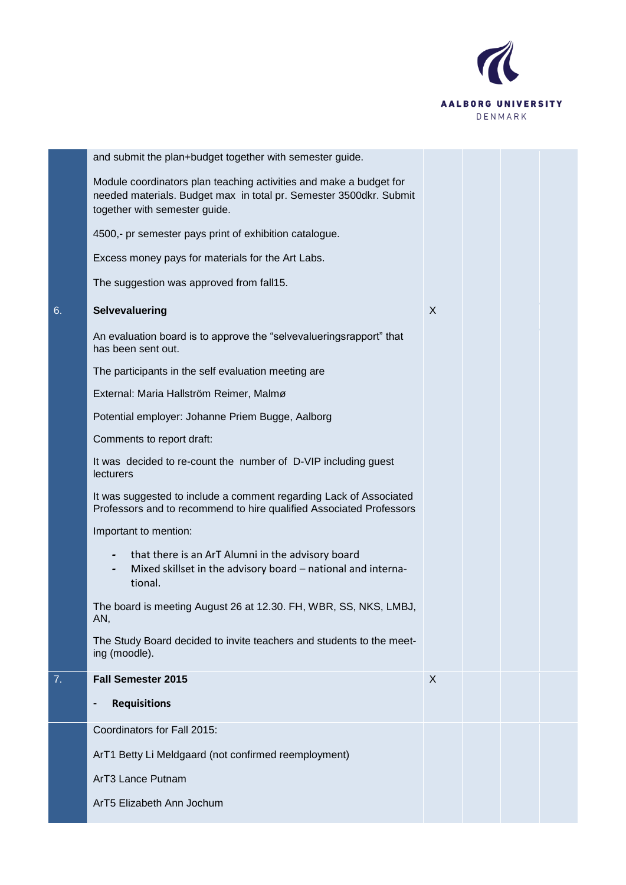| | | | | | |
|---|---|---|---|---|---|
| | and submit the plan+budget together with semester guide.<br><br>Module coordinators plan teaching activities and make a budget for needed materials. Budget max in total pr. Semester 3500dkr. Submit together with semester guide.<br><br>4500,- pr semester pays print of exhibition catalogue.<br><br>Excess money pays for materials for the Art Labs.<br><br>The suggestion was approved from fall15. | | | | |
| 6. | **Selvevaluering**<br><br>An evaluation board is to approve the "selvevalueringsrapport" that has been sent out.<br><br>The participants in the self evaluation meeting are<br><br>External: Maria Hallström Reimer, Malmø<br><br>Potential employer: Johanne Priem Bugge, Aalborg<br><br>Comments to report draft:<br><br>It was decided to re-count the number of D-VIP including guest lecturers<br><br>It was suggested to include a comment regarding Lack of Associated Professors and to recommend to hire qualified Associated Professors<br><br>Important to mention:<br><br>- that there is an ArT Alumni in the advisory board<br>- Mixed skillset in the advisory board – national and international.<br><br>The board is meeting August 26 at 12.30. FH, WBR, SS, NKS, LMBJ, AN,<br><br>The Study Board decided to invite teachers and students to the meeting (moodle). | X | | | |
| 7. | **Fall Semester 2015**<br><br>- **Requisitions** | X | | | |
| | Coordinators for Fall 2015:<br><br>ArT1 Betty Li Meldgaard (not confirmed reemployment)<br><br>ArT3 Lance Putnam<br><br>ArT5 Elizabeth Ann Jochum | | | | |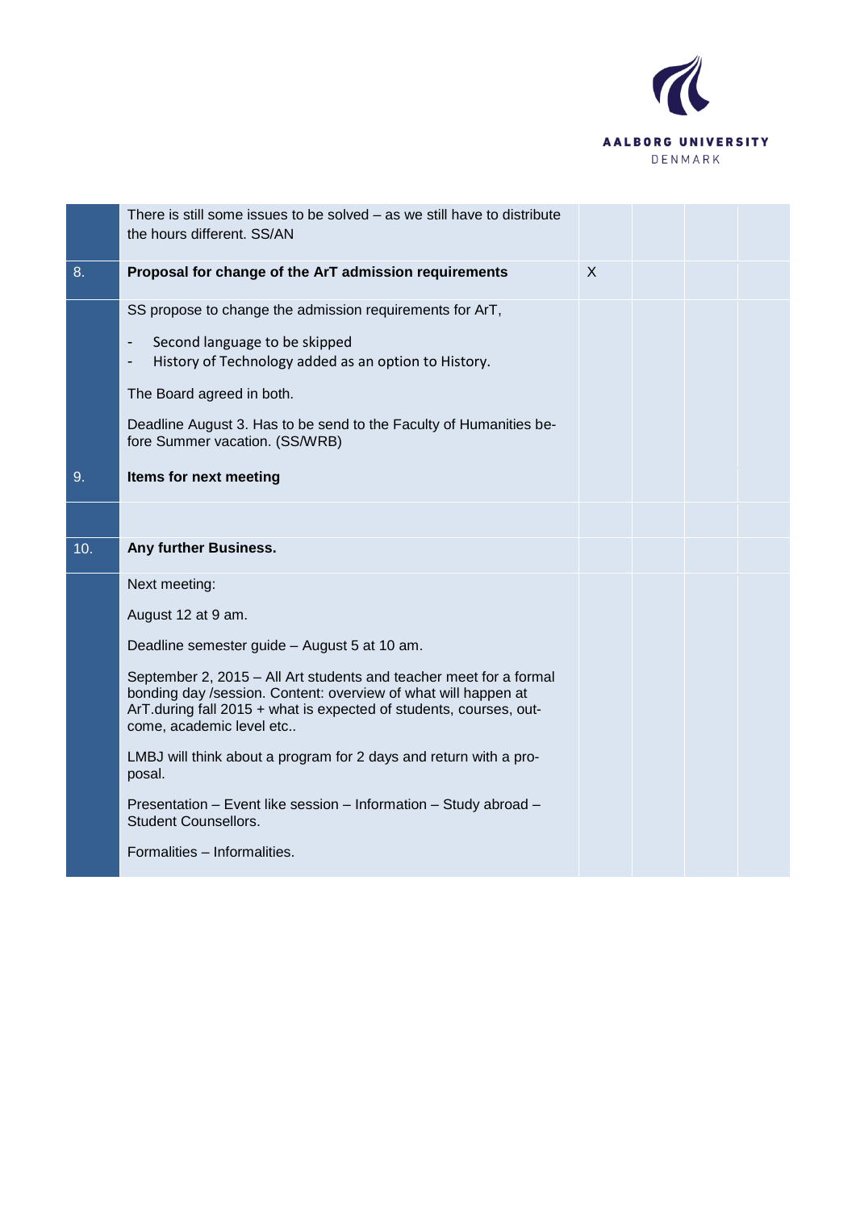| | | | | | |
|---|---|---|---|---|---|
| | There is still some issues to be solved – as we still have to distribute the hours different. SS/AN | | | | |
| 8. | **Proposal for change of the ArT admission requirements** | X | | | |
| | SS propose to change the admission requirements for ArT,<br><br>- Second language to be skipped<br>- History of Technology added as an option to History.<br><br>The Board agreed in both.<br><br>Deadline August 3. Has to be send to the Faculty of Humanities before Summer vacation. (SS/WRB) | | | | |
| 9. | **Items for next meeting** | | | | |
| | | | | | |
| 10. | **Any further Business.** | | | | |
| | Next meeting:<br><br>August 12 at 9 am.<br><br>Deadline semester guide – August 5 at 10 am.<br><br>September 2, 2015 – All Art students and teacher meet for a formal bonding day /session. Content: overview of what will happen at ArT.during fall 2015 + what is expected of students, courses, outcome, academic level etc..<br><br>LMBJ will think about a program for 2 days and return with a proposal.<br><br>Presentation – Event like session – Information – Study abroad – Student Counsellors.<br><br>Formalities – Informalities. | | | | |